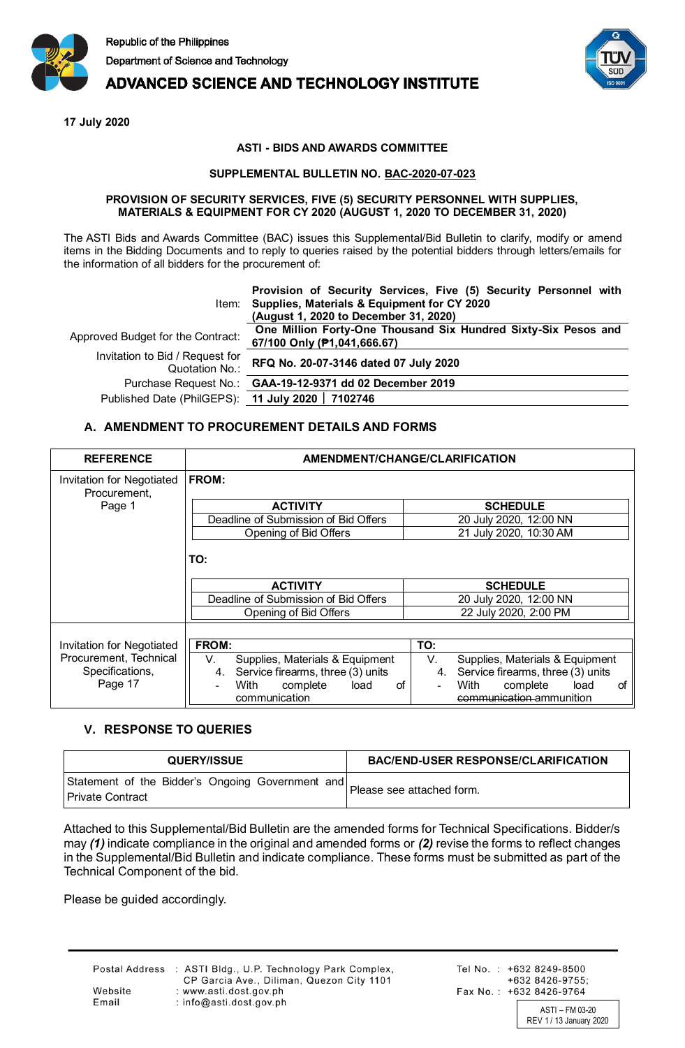Republic of the Philippines
Department of Science and Technology
**ADVANCED SCIENCE AND TECHNOLOGY INSTITUTE**

**17 July 2020**

**ASTI - BIDS AND AWARDS COMMITTEE**

**SUPPLEMENTAL BULLETIN NO. BAC-2020-07-023**

**PROVISION OF SECURITY SERVICES, FIVE (5) SECURITY PERSONNEL WITH SUPPLIES, MATERIALS & EQUIPMENT FOR CY 2020 (AUGUST 1, 2020 TO DECEMBER 31, 2020)**

The ASTI Bids and Awards Committee (BAC) issues this Supplemental/Bid Bulletin to clarify, modify or amend items in the Bidding Documents and to reply to queries raised by the potential bidders through letters/emails for the information of all bidders for the procurement of:

| | |
|---|---|
| Item: | **Provision of Security Services, Five (5) Security Personnel with Supplies, Materials & Equipment for CY 2020 (August 1, 2020 to December 31, 2020)** |
| Approved Budget for the Contract: | **One Million Forty-One Thousand Six Hundred Sixty-Six Pesos and 67/100 Only (₱1,041,666.67)** |
| Invitation to Bid / Request for Quotation No.: | **RFQ No. 20-07-3146 dated 07 July 2020** |
| Purchase Request No.: | **GAA-19-12-9371 dd 02 December 2019** |
| Published Date (PhilGEPS): | **11 July 2020 \| 7102746** |

## A. AMENDMENT TO PROCUREMENT DETAILS AND FORMS

| REFERENCE | AMENDMENT/CHANGE/CLARIFICATION |
|---|---|
| Invitation for Negotiated Procurement, Page 1 | **FROM:**<br><br>**ACTIVITY** — **SCHEDULE**<br>Deadline of Submission of Bid Offers — 20 July 2020, 12:00 NN<br>Opening of Bid Offers — 21 July 2020, 10:30 AM<br><br>**TO:**<br><br>**ACTIVITY** — **SCHEDULE**<br>Deadline of Submission of Bid Offers — 20 July 2020, 12:00 NN<br>Opening of Bid Offers — 22 July 2020, 2:00 PM |
| Invitation for Negotiated Procurement, Technical Specifications, Page 17 | **FROM:**<br>V. Supplies, Materials & Equipment<br>4. Service firearms, three (3) units<br>- With complete load of communication<br><br>**TO:**<br>V. Supplies, Materials & Equipment<br>4. Service firearms, three (3) units<br>- With complete load of ~~communication~~ ammunition |

## V. RESPONSE TO QUERIES

| QUERY/ISSUE | BAC/END-USER RESPONSE/CLARIFICATION |
|---|---|
| Statement of the Bidder's Ongoing Government and Private Contract | Please see attached form. |

Attached to this Supplemental/Bid Bulletin are the amended forms for Technical Specifications. Bidder/s may ***(1)*** indicate compliance in the original and amended forms or ***(2)*** revise the forms to reflect changes in the Supplemental/Bid Bulletin and indicate compliance. These forms must be submitted as part of the Technical Component of the bid.

Please be guided accordingly.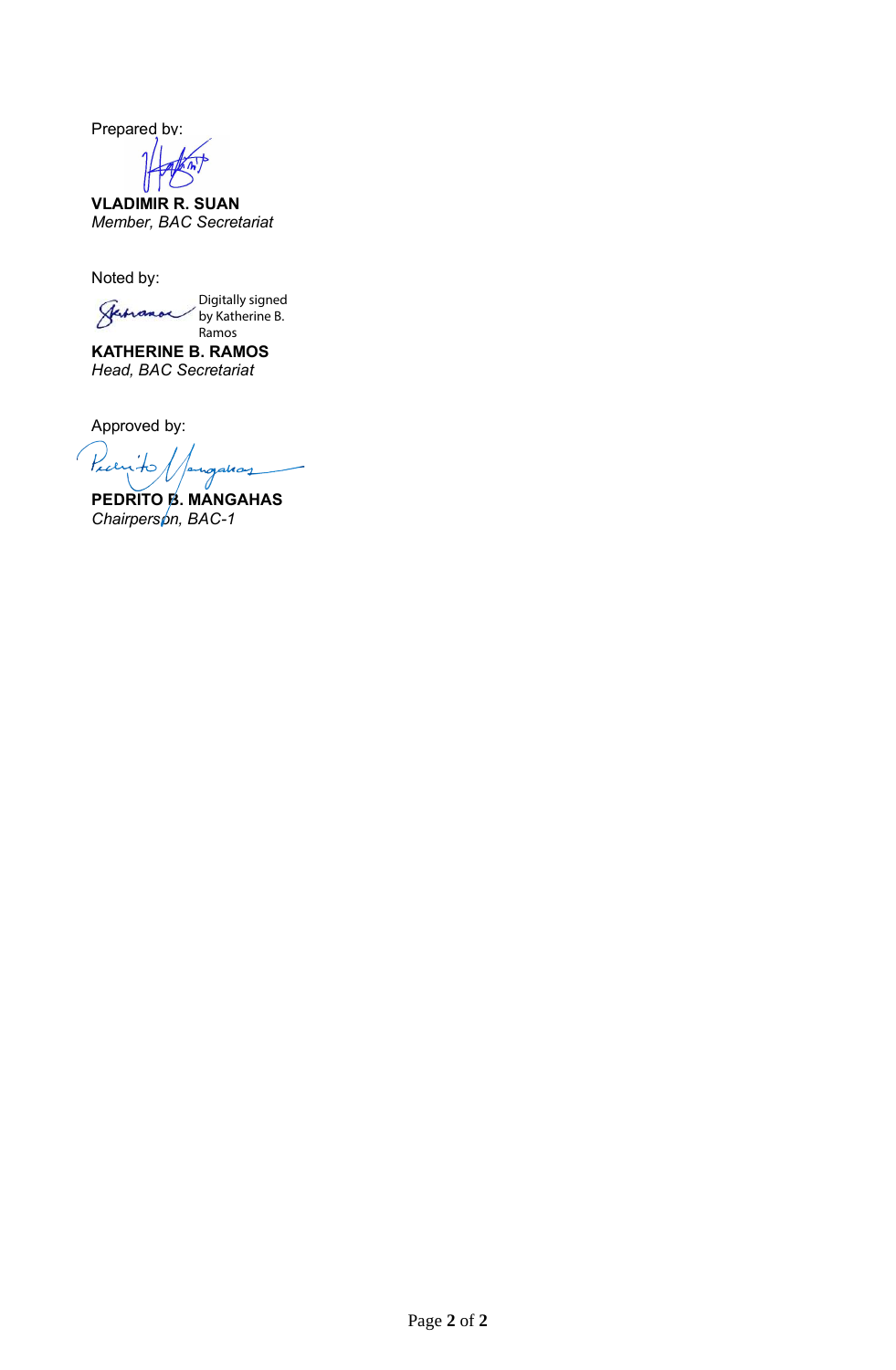Prepared by:

**VLADIMIR R. SUAN**
*Member, BAC Secretariat*

Noted by:

Digitally signed by Katherine B. Ramos

**KATHERINE B. RAMOS**
*Head, BAC Secretariat*

Approved by:

**PEDRITO B. MANGAHAS**
*Chairperson, BAC-1*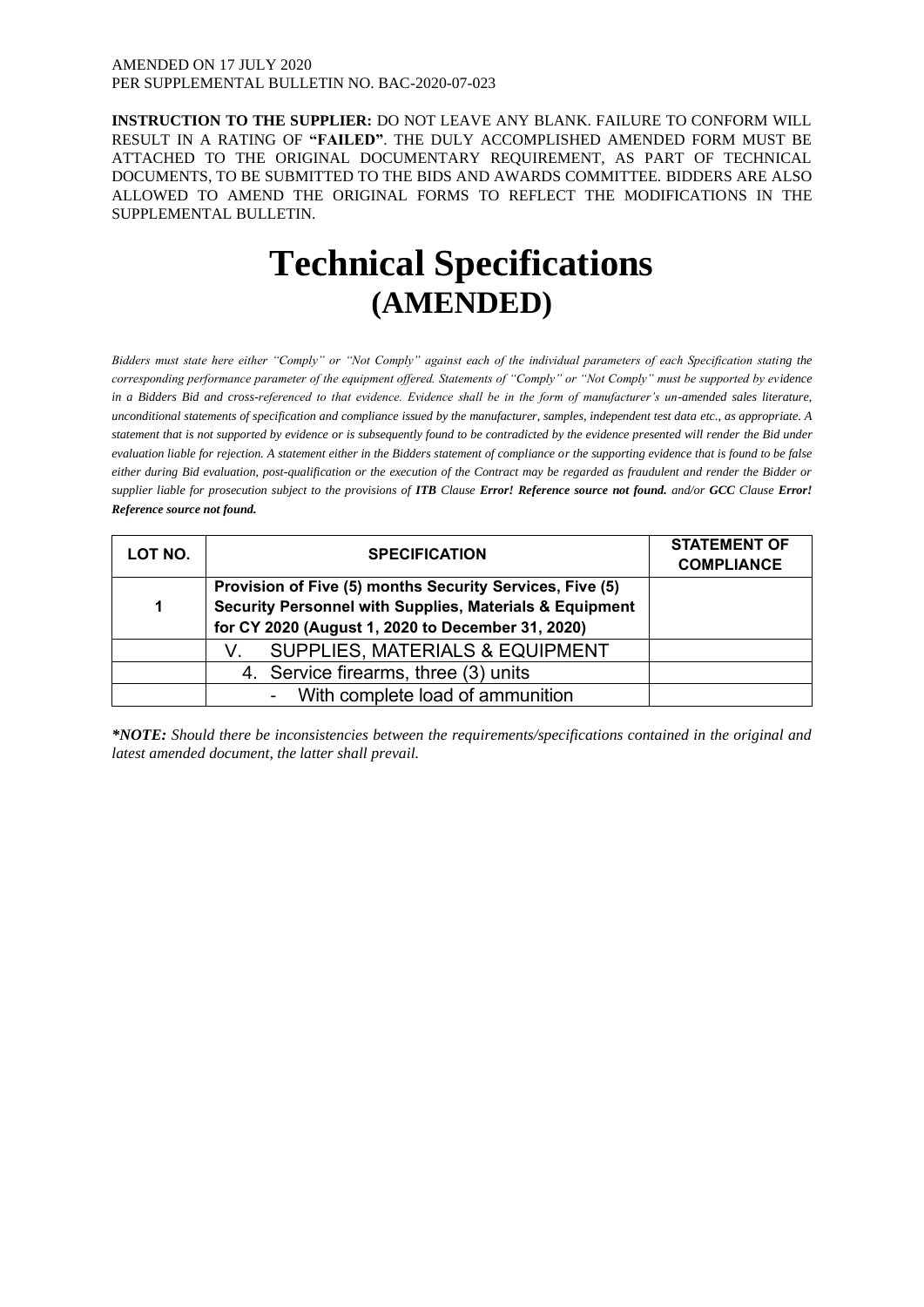AMENDED ON 17 JULY 2020
PER SUPPLEMENTAL BULLETIN NO. BAC-2020-07-023

**INSTRUCTION TO THE SUPPLIER:** DO NOT LEAVE ANY BLANK. FAILURE TO CONFORM WILL RESULT IN A RATING OF **"FAILED"**. THE DULY ACCOMPLISHED AMENDED FORM MUST BE ATTACHED TO THE ORIGINAL DOCUMENTARY REQUIREMENT, AS PART OF TECHNICAL DOCUMENTS, TO BE SUBMITTED TO THE BIDS AND AWARDS COMMITTEE. BIDDERS ARE ALSO ALLOWED TO AMEND THE ORIGINAL FORMS TO REFLECT THE MODIFICATIONS IN THE SUPPLEMENTAL BULLETIN.

# Technical Specifications
## (AMENDED)

*Bidders must state here either "Comply" or "Not Comply" against each of the individual parameters of each Specification stating the corresponding performance parameter of the equipment offered. Statements of "Comply" or "Not Comply" must be supported by evidence in a Bidders Bid and cross-referenced to that evidence. Evidence shall be in the form of manufacturer's un-amended sales literature, unconditional statements of specification and compliance issued by the manufacturer, samples, independent test data etc., as appropriate. A statement that is not supported by evidence or is subsequently found to be contradicted by the evidence presented will render the Bid under evaluation liable for rejection. A statement either in the Bidders statement of compliance or the supporting evidence that is found to be false either during Bid evaluation, post-qualification or the execution of the Contract may be regarded as fraudulent and render the Bidder or supplier liable for prosecution subject to the provisions of **ITB** Clause **Error! Reference source not found.** and/or **GCC** Clause **Error! Reference source not found.***

| LOT NO. | SPECIFICATION | STATEMENT OF COMPLIANCE |
|---|---|---|
| **1** | **Provision of Five (5) months Security Services, Five (5) Security Personnel with Supplies, Materials & Equipment for CY 2020 (August 1, 2020 to December 31, 2020)** | |
| | V. SUPPLIES, MATERIALS & EQUIPMENT | |
| | 4. Service firearms, three (3) units | |
| | - With complete load of ammunition | |

***NOTE:** Should there be inconsistencies between the requirements/specifications contained in the original and latest amended document, the latter shall prevail.*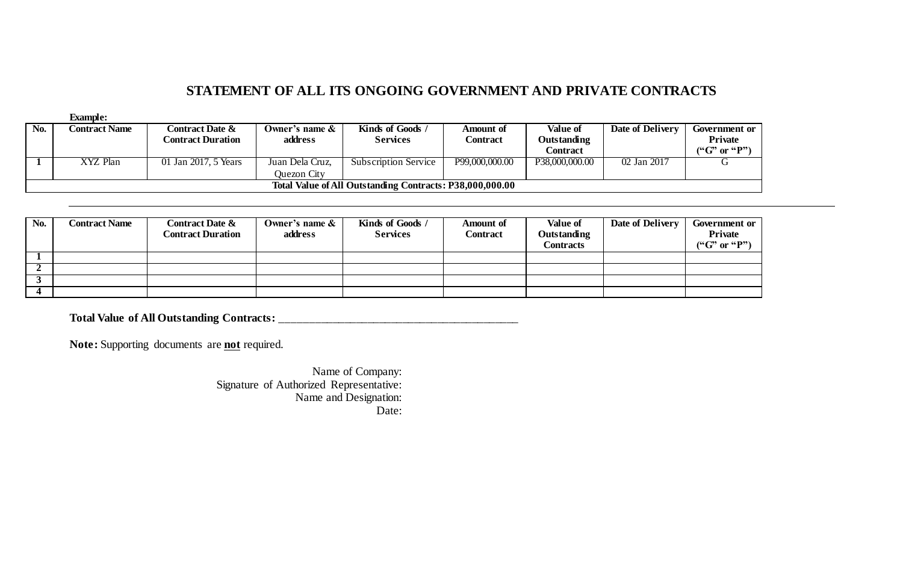# STATEMENT OF ALL ITS ONGOING GOVERNMENT AND PRIVATE CONTRACTS

**Example:**

| No. | Contract Name | Contract Date & Contract Duration | Owner's name & address | Kinds of Goods / Services | Amount of Contract | Value of Outstanding Contract | Date of Delivery | Government or Private ("G" or "P") |
|---|---|---|---|---|---|---|---|---|
| 1 | XYZ Plan | 01 Jan 2017, 5 Years | Juan Dela Cruz, Quezon City | Subscription Service | P99,000,000.00 | P38,000,000.00 | 02 Jan 2017 | G |
| **Total Value of All Outstanding Contracts: P38,000,000.00** | | | | | | | | |

---

| No. | Contract Name | Contract Date & Contract Duration | Owner's name & address | Kinds of Goods / Services | Amount of Contract | Value of Outstanding Contracts | Date of Delivery | Government or Private ("G" or "P") |
|---|---|---|---|---|---|---|---|---|
| 1 | | | | | | | | |
| 2 | | | | | | | | |
| 3 | | | | | | | | |
| 4 | | | | | | | | |

**Total Value of All Outstanding Contracts:** _______________________________________________

**Note:** Supporting documents are **not** required.

Name of Company:
Signature of Authorized Representative:
Name and Designation:
Date: